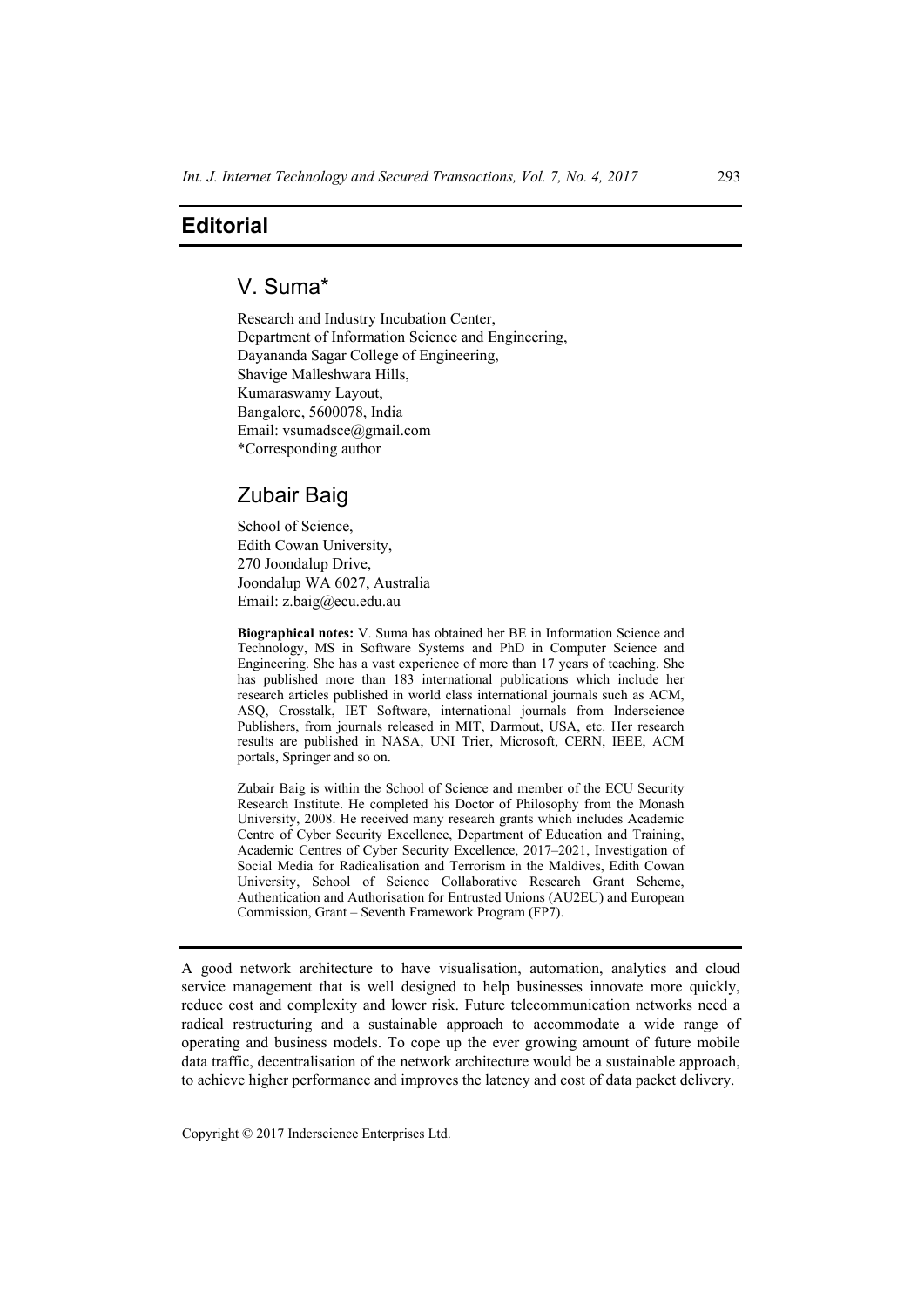# Editorial

## V. Suma*

Research and Industry Incubation Center,
Department of Information Science and Engineering,
Dayananda Sagar College of Engineering,
Shavige Malleshwara Hills,
Kumaraswamy Layout,
Bangalore, 5600078, India
Email: vsumadsce@gmail.com
*Corresponding author

## Zubair Baig

School of Science,
Edith Cowan University,
270 Joondalup Drive,
Joondalup WA 6027, Australia
Email: z.baig@ecu.edu.au

**Biographical notes:** V. Suma has obtained her BE in Information Science and Technology, MS in Software Systems and PhD in Computer Science and Engineering. She has a vast experience of more than 17 years of teaching. She has published more than 183 international publications which include her research articles published in world class international journals such as ACM, ASQ, Crosstalk, IET Software, international journals from Inderscience Publishers, from journals released in MIT, Darmout, USA, etc. Her research results are published in NASA, UNI Trier, Microsoft, CERN, IEEE, ACM portals, Springer and so on.

Zubair Baig is within the School of Science and member of the ECU Security Research Institute. He completed his Doctor of Philosophy from the Monash University, 2008. He received many research grants which includes Academic Centre of Cyber Security Excellence, Department of Education and Training, Academic Centres of Cyber Security Excellence, 2017–2021, Investigation of Social Media for Radicalisation and Terrorism in the Maldives, Edith Cowan University, School of Science Collaborative Research Grant Scheme, Authentication and Authorisation for Entrusted Unions (AU2EU) and European Commission, Grant – Seventh Framework Program (FP7).

A good network architecture to have visualisation, automation, analytics and cloud service management that is well designed to help businesses innovate more quickly, reduce cost and complexity and lower risk. Future telecommunication networks need a radical restructuring and a sustainable approach to accommodate a wide range of operating and business models. To cope up the ever growing amount of future mobile data traffic, decentralisation of the network architecture would be a sustainable approach, to achieve higher performance and improves the latency and cost of data packet delivery.

Copyright © 2017 Inderscience Enterprises Ltd.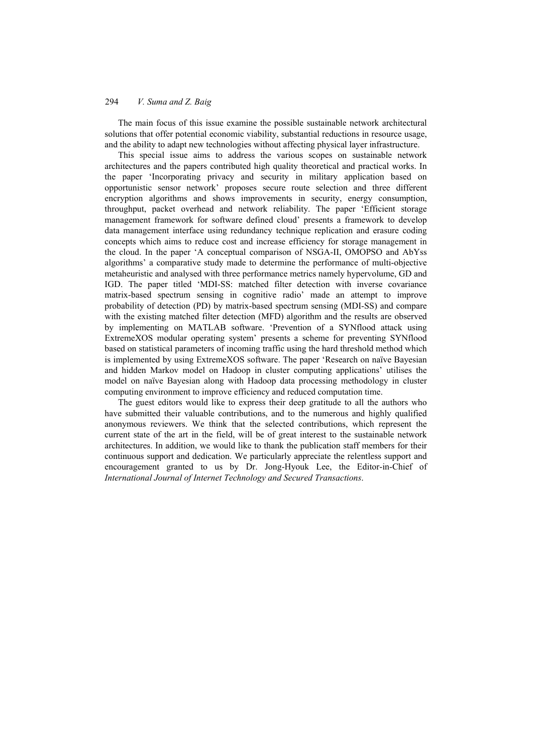The main focus of this issue examine the possible sustainable network architectural solutions that offer potential economic viability, substantial reductions in resource usage, and the ability to adapt new technologies without affecting physical layer infrastructure.

This special issue aims to address the various scopes on sustainable network architectures and the papers contributed high quality theoretical and practical works. In the paper 'Incorporating privacy and security in military application based on opportunistic sensor network' proposes secure route selection and three different encryption algorithms and shows improvements in security, energy consumption, throughput, packet overhead and network reliability. The paper 'Efficient storage management framework for software defined cloud' presents a framework to develop data management interface using redundancy technique replication and erasure coding concepts which aims to reduce cost and increase efficiency for storage management in the cloud. In the paper 'A conceptual comparison of NSGA-II, OMOPSO and AbYss algorithms' a comparative study made to determine the performance of multi-objective metaheuristic and analysed with three performance metrics namely hypervolume, GD and IGD. The paper titled 'MDI-SS: matched filter detection with inverse covariance matrix-based spectrum sensing in cognitive radio' made an attempt to improve probability of detection (PD) by matrix-based spectrum sensing (MDI-SS) and compare with the existing matched filter detection (MFD) algorithm and the results are observed by implementing on MATLAB software. 'Prevention of a SYNflood attack using ExtremeXOS modular operating system' presents a scheme for preventing SYNflood based on statistical parameters of incoming traffic using the hard threshold method which is implemented by using ExtremeXOS software. The paper 'Research on naïve Bayesian and hidden Markov model on Hadoop in cluster computing applications' utilises the model on naïve Bayesian along with Hadoop data processing methodology in cluster computing environment to improve efficiency and reduced computation time.

The guest editors would like to express their deep gratitude to all the authors who have submitted their valuable contributions, and to the numerous and highly qualified anonymous reviewers. We think that the selected contributions, which represent the current state of the art in the field, will be of great interest to the sustainable network architectures. In addition, we would like to thank the publication staff members for their continuous support and dedication. We particularly appreciate the relentless support and encouragement granted to us by Dr. Jong-Hyouk Lee, the Editor-in-Chief of *International Journal of Internet Technology and Secured Transactions*.